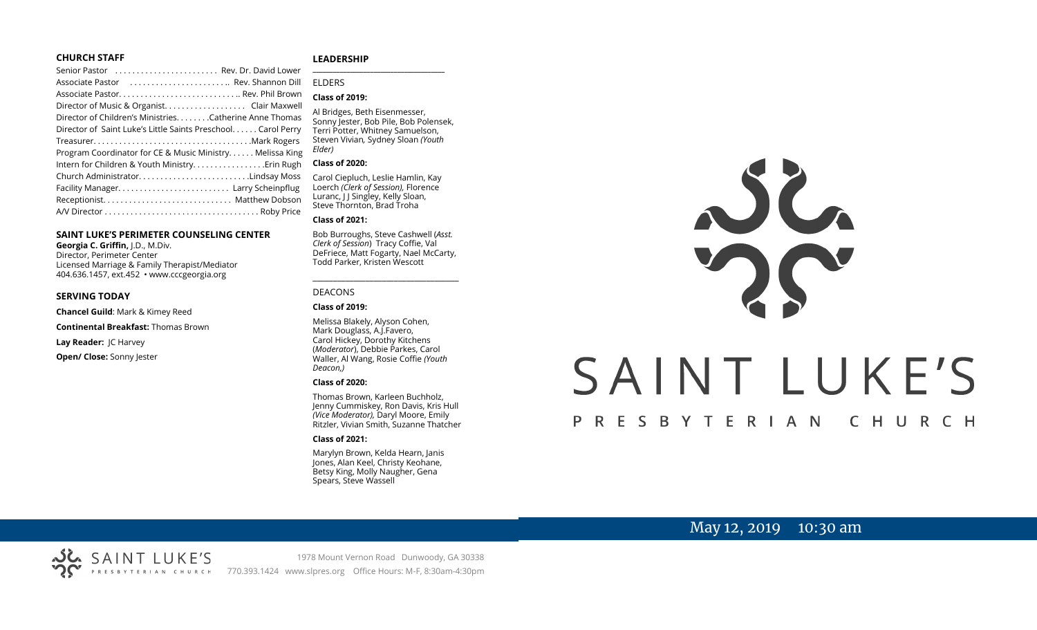## CHURCH STAFF

Senior Pastor . . . . . . . . . . . . . . . . . . . . . . . Rev. Dr. David Lower
Associate Pastor . . . . . . . . . . . . . . . . . . . . . .. Rev. Shannon Dill
Associate Pastor. . . . . . . . . . . . . . . . . . . . . . . . . . .. Rev. Phil Brown
Director of Music & Organist. . . . . . . . . . . . . . . . . . Clair Maxwell
Director of Children's Ministries. . . . . . . .Catherine Anne Thomas
Director of Saint Luke's Little Saints Preschool. . . . . . Carol Perry
Treasurer. . . . . . . . . . . . . . . . . . . . . . . . . . . . . . . . . . . .Mark Rogers
Program Coordinator for CE & Music Ministry. . . . . . Melissa King
Intern for Children & Youth Ministry. . . . . . . . . . . . . . . .Erin Rugh
Church Administrator. . . . . . . . . . . . . . . . . . . . . . . . .Lindsay Moss
Facility Manager. . . . . . . . . . . . . . . . . . . . . . . . . Larry Scheinpflug
Receptionist. . . . . . . . . . . . . . . . . . . . . . . . . . . . . Matthew Dobson
A/V Director . . . . . . . . . . . . . . . . . . . . . . . . . . . . . . . . . . . Roby Price

## SAINT LUKE'S PERIMETER COUNSELING CENTER

**Georgia C. Griffin,** J.D., M.Div.
Director, Perimeter Center
Licensed Marriage & Family Therapist/Mediator
404.636.1457, ext.452 • www.cccgeorgia.org

## SERVING TODAY

**Chancel Guild**: Mark & Kimey Reed

**Continental Breakfast:** Thomas Brown

**Lay Reader:** JC Harvey

**Open/ Close:** Sonny Jester

## LEADERSHIP

ELDERS

**Class of 2019:**

Al Bridges, Beth Eisenmesser, Sonny Jester, Bob Pile, Bob Polensek, Terri Potter, Whitney Samuelson, Steven Vivian*,* Sydney Sloan *(Youth Elder)*

**Class of 2020:**

Carol Ciepluch, Leslie Hamlin, Kay Loerch *(Clerk of Session),* Florence Luranc, J J Singley, Kelly Sloan, Steve Thornton, Brad Troha

**Class of 2021:**

Bob Burroughs, Steve Cashwell (*Asst. Clerk of Session*) Tracy Coffie, Val DeFriece, Matt Fogarty, Nael McCarty, Todd Parker, Kristen Wescott

DEACONS

**Class of 2019:**

Melissa Blakely, Alyson Cohen, Mark Douglass, A.J.Favero, Carol Hickey, Dorothy Kitchens (*Moderator*), Debbie Parkes, Carol Waller, Al Wang, Rosie Coffie *(Youth Deacon,)*

**Class of 2020:**

Thomas Brown, Karleen Buchholz, Jenny Cummiskey, Ron Davis, Kris Hull *(Vice Moderator),* Daryl Moore, Emily Ritzler, Vivian Smith, Suzanne Thatcher

**Class of 2021:**

Marylyn Brown, Kelda Hearn, Janis Jones, Alan Keel, Christy Keohane, Betsy King, Molly Naugher, Gena Spears, Steve Wassell

# SAINT LUKE'S

PRESBYTERIAN CHURCH

May 12, 2019 10:30 am

SAINT LUKE'S PRESBYTERIAN CHURCH

1978 Mount Vernon Road Dunwoody, GA 30338
770.393.1424 www.slpres.org Office Hours: M-F, 8:30am-4:30pm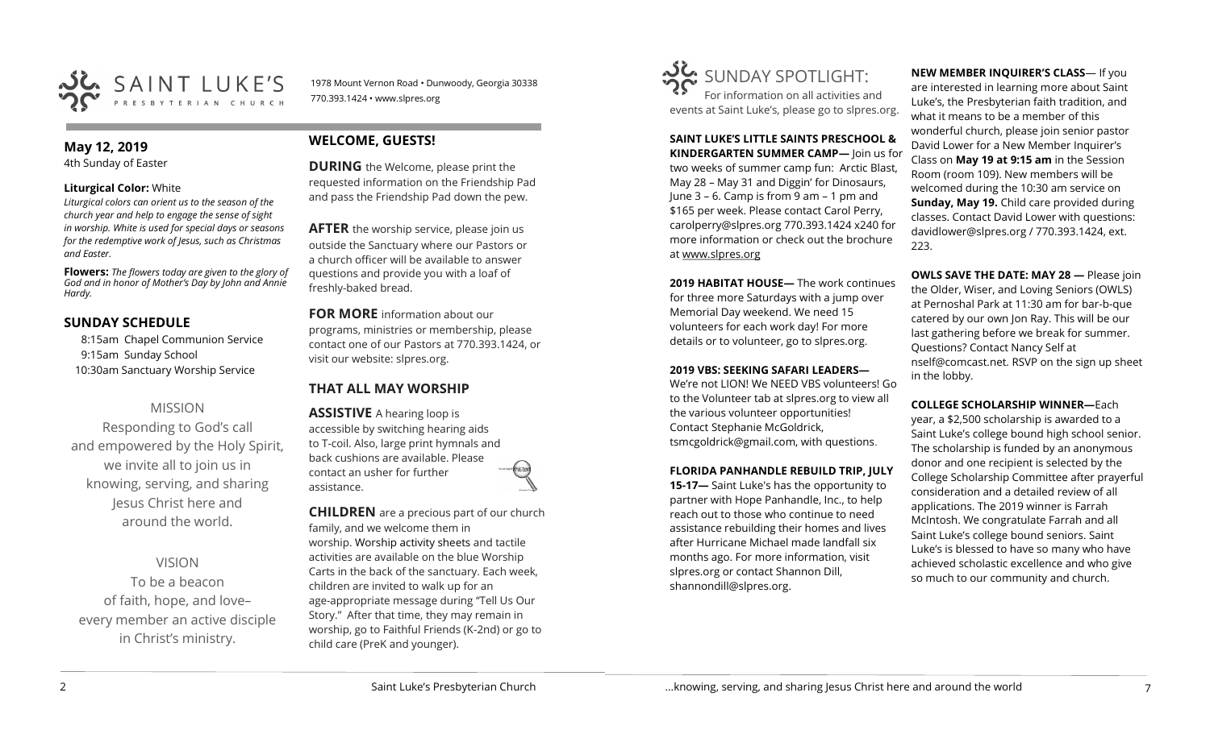# SAINT LUKE'S PRESBYTERIAN CHURCH

1978 Mount Vernon Road • Dunwoody, Georgia 30338
770.393.1424 • www.slpres.org

## May 12, 2019

4th Sunday of Easter

**Liturgical Color:** White

*Liturgical colors can orient us to the season of the church year and help to engage the sense of sight in worship. White is used for special days or seasons for the redemptive work of Jesus, such as Christmas and Easter.*

**Flowers:** *The flowers today are given to the glory of God and in honor of Mother's Day by John and Annie Hardy.*

## SUNDAY SCHEDULE

8:15am Chapel Communion Service
9:15am Sunday School
10:30am Sanctuary Worship Service

### MISSION

Responding to God's call and empowered by the Holy Spirit, we invite all to join us in knowing, serving, and sharing Jesus Christ here and around the world.

### VISION

To be a beacon of faith, hope, and love– every member an active disciple in Christ's ministry.

## WELCOME, GUESTS!

**DURING** the Welcome, please print the requested information on the Friendship Pad and pass the Friendship Pad down the pew.

**AFTER** the worship service, please join us outside the Sanctuary where our Pastors or a church officer will be available to answer questions and provide you with a loaf of freshly-baked bread.

**FOR MORE** information about our programs, ministries or membership, please contact one of our Pastors at 770.393.1424, or visit our website: slpres.org.

## THAT ALL MAY WORSHIP

**ASSISTIVE** A hearing loop is accessible by switching hearing aids to T-coil. Also, large print hymnals and back cushions are available. Please contact an usher for further assistance.

**CHILDREN** are a precious part of our church family, and we welcome them in worship. Worship activity sheets and tactile activities are available on the blue Worship Carts in the back of the sanctuary. Each week, children are invited to walk up for an age-appropriate message during "Tell Us Our Story." After that time, they may remain in worship, go to Faithful Friends (K-2nd) or go to child care (PreK and younger).

## SUNDAY SPOTLIGHT:

For information on all activities and events at Saint Luke's, please go to slpres.org.

**SAINT LUKE'S LITTLE SAINTS PRESCHOOL & KINDERGARTEN SUMMER CAMP—** Join us for two weeks of summer camp fun: Arctic Blast, May 28 – May 31 and Diggin' for Dinosaurs, June 3 – 6. Camp is from 9 am – 1 pm and $165 per week. Please contact Carol Perry, carolperry@slpres.org 770.393.1424 x240 for more information or check out the brochure at www.slpres.org

**2019 HABITAT HOUSE—** The work continues for three more Saturdays with a jump over Memorial Day weekend. We need 15 volunteers for each work day! For more details or to volunteer, go to slpres.org.

**2019 VBS: SEEKING SAFARI LEADERS—** We're not LION! We NEED VBS volunteers! Go to the Volunteer tab at slpres.org to view all the various volunteer opportunities! Contact Stephanie McGoldrick, tsmcgoldrick@gmail.com, with questions.

**FLORIDA PANHANDLE REBUILD TRIP, JULY 15-17—** Saint Luke's has the opportunity to partner with Hope Panhandle, Inc., to help reach out to those who continue to need assistance rebuilding their homes and lives after Hurricane Michael made landfall six months ago. For more information, visit slpres.org or contact Shannon Dill, shannondill@slpres.org.

**NEW MEMBER INQUIRER'S CLASS**— If you are interested in learning more about Saint Luke's, the Presbyterian faith tradition, and what it means to be a member of this wonderful church, please join senior pastor David Lower for a New Member Inquirer's Class on **May 19 at 9:15 am** in the Session Room (room 109). New members will be welcomed during the 10:30 am service on **Sunday, May 19.** Child care provided during classes. Contact David Lower with questions: davidlower@slpres.org / 770.393.1424, ext. 223.

**OWLS SAVE THE DATE: MAY 28 —** Please join the Older, Wiser, and Loving Seniors (OWLS) at Pernoshal Park at 11:30 am for bar-b-que catered by our own Jon Ray. This will be our last gathering before we break for summer. Questions? Contact Nancy Self at nself@comcast.net. RSVP on the sign up sheet in the lobby.

**COLLEGE SCHOLARSHIP WINNER—**Each year, a $2,500 scholarship is awarded to a Saint Luke's college bound high school senior. The scholarship is funded by an anonymous donor and one recipient is selected by the College Scholarship Committee after prayerful consideration and a detailed review of all applications. The 2019 winner is Farrah McIntosh. We congratulate Farrah and all Saint Luke's college bound seniors. Saint Luke's is blessed to have so many who have achieved scholastic excellence and who give so much to our community and church.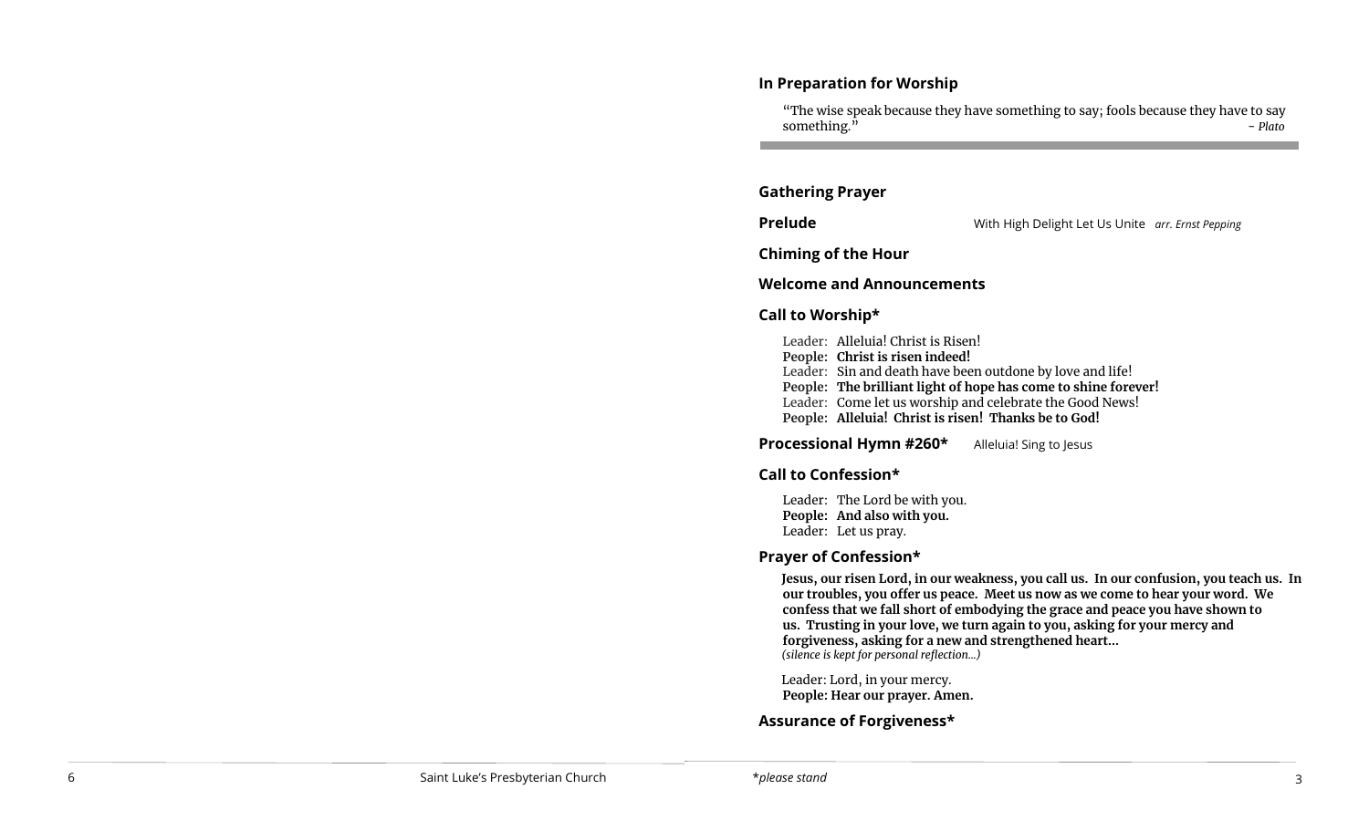## In Preparation for Worship

"The wise speak because they have something to say; fools because they have to say something." *- Plato*

---

## Gathering Prayer

**Prelude** With High Delight Let Us Unite *arr. Ernst Pepping*

## Chiming of the Hour

## Welcome and Announcements

## Call to Worship*

Leader: Alleluia! Christ is Risen!
**People: Christ is risen indeed!**
Leader: Sin and death have been outdone by love and life!
**People: The brilliant light of hope has come to shine forever!**
Leader: Come let us worship and celebrate the Good News!
**People: Alleluia! Christ is risen! Thanks be to God!**

**Processional Hymn #260*** Alleluia! Sing to Jesus

## Call to Confession*

Leader: The Lord be with you.
**People: And also with you.**
Leader: Let us pray.

## Prayer of Confession*

**Jesus, our risen Lord, in our weakness, you call us. In our confusion, you teach us. In our troubles, you offer us peace. Meet us now as we come to hear your word. We confess that we fall short of embodying the grace and peace you have shown to us. Trusting in your love, we turn again to you, asking for your mercy and forgiveness, asking for a new and strengthened heart…**
*(silence is kept for personal reflection…)*

Leader: Lord, in your mercy.
**People: Hear our prayer. Amen.**

## Assurance of Forgiveness*

*please stand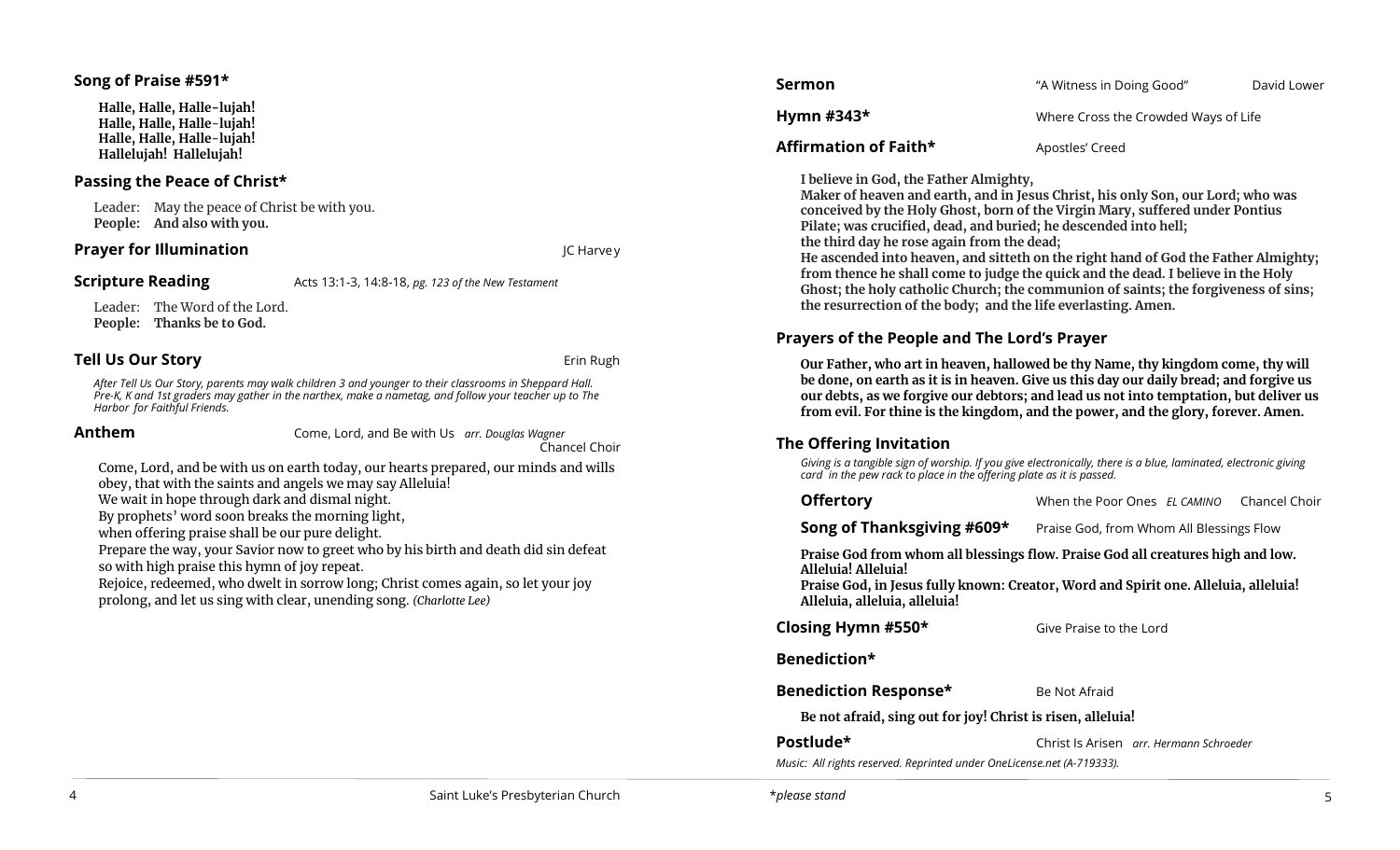### Song of Praise #591*

**Halle, Halle, Halle-lujah!**
**Halle, Halle, Halle-lujah!**
**Halle, Halle, Halle-lujah!**
**Hallelujah! Hallelujah!**

### Passing the Peace of Christ*

Leader: May the peace of Christ be with you.
**People: And also with you.**

### Prayer for Illumination — JC Harvey

### Scripture Reading — Acts 13:1-3, 14:8-18, *pg. 123 of the New Testament*

Leader: The Word of the Lord.
**People: Thanks be to God.**

### Tell Us Our Story — Erin Rugh

*After Tell Us Our Story, parents may walk children 3 and younger to their classrooms in Sheppard Hall. Pre-K, K and 1st graders may gather in the narthex, make a nametag, and follow your teacher up to The Harbor for Faithful Friends.*

### Anthem — Come, Lord, and Be with Us *arr. Douglas Wagner* — Chancel Choir

Come, Lord, and be with us on earth today, our hearts prepared, our minds and wills obey, that with the saints and angels we may say Alleluia!
We wait in hope through dark and dismal night.
By prophets' word soon breaks the morning light,
when offering praise shall be our pure delight.
Prepare the way, your Savior now to greet who by his birth and death did sin defeat so with high praise this hymn of joy repeat.
Rejoice, redeemed, who dwelt in sorrow long; Christ comes again, so let your joy prolong, and let us sing with clear, unending song. *(Charlotte Lee)*

### Sermon — "A Witness in Doing Good" — David Lower

### Hymn #343* — Where Cross the Crowded Ways of Life

### Affirmation of Faith* — Apostles' Creed

**I believe in God, the Father Almighty,**
**Maker of heaven and earth, and in Jesus Christ, his only Son, our Lord; who was conceived by the Holy Ghost, born of the Virgin Mary, suffered under Pontius Pilate; was crucified, dead, and buried; he descended into hell;**
**the third day he rose again from the dead;**
**He ascended into heaven, and sitteth on the right hand of God the Father Almighty; from thence he shall come to judge the quick and the dead. I believe in the Holy Ghost; the holy catholic Church; the communion of saints; the forgiveness of sins; the resurrection of the body; and the life everlasting. Amen.**

### Prayers of the People and The Lord's Prayer

**Our Father, who art in heaven, hallowed be thy Name, thy kingdom come, thy will be done, on earth as it is in heaven. Give us this day our daily bread; and forgive us our debts, as we forgive our debtors; and lead us not into temptation, but deliver us from evil. For thine is the kingdom, and the power, and the glory, forever. Amen.**

### The Offering Invitation

*Giving is a tangible sign of worship. If you give electronically, there is a blue, laminated, electronic giving card in the pew rack to place in the offering plate as it is passed.*

**Offertory** — When the Poor Ones *EL CAMINO* — Chancel Choir

**Song of Thanksgiving #609*** — Praise God, from Whom All Blessings Flow

**Praise God from whom all blessings flow. Praise God all creatures high and low. Alleluia! Alleluia!**
**Praise God, in Jesus fully known: Creator, Word and Spirit one. Alleluia, alleluia! Alleluia, alleluia, alleluia!**

### Closing Hymn #550* — Give Praise to the Lord

### Benediction*

### Benediction Response* — Be Not Afraid

**Be not afraid, sing out for joy! Christ is risen, alleluia!**

### Postlude* — Christ Is Arisen *arr. Hermann Schroeder*

*Music: All rights reserved. Reprinted under OneLicense.net (A-719333).*

*\*please stand*